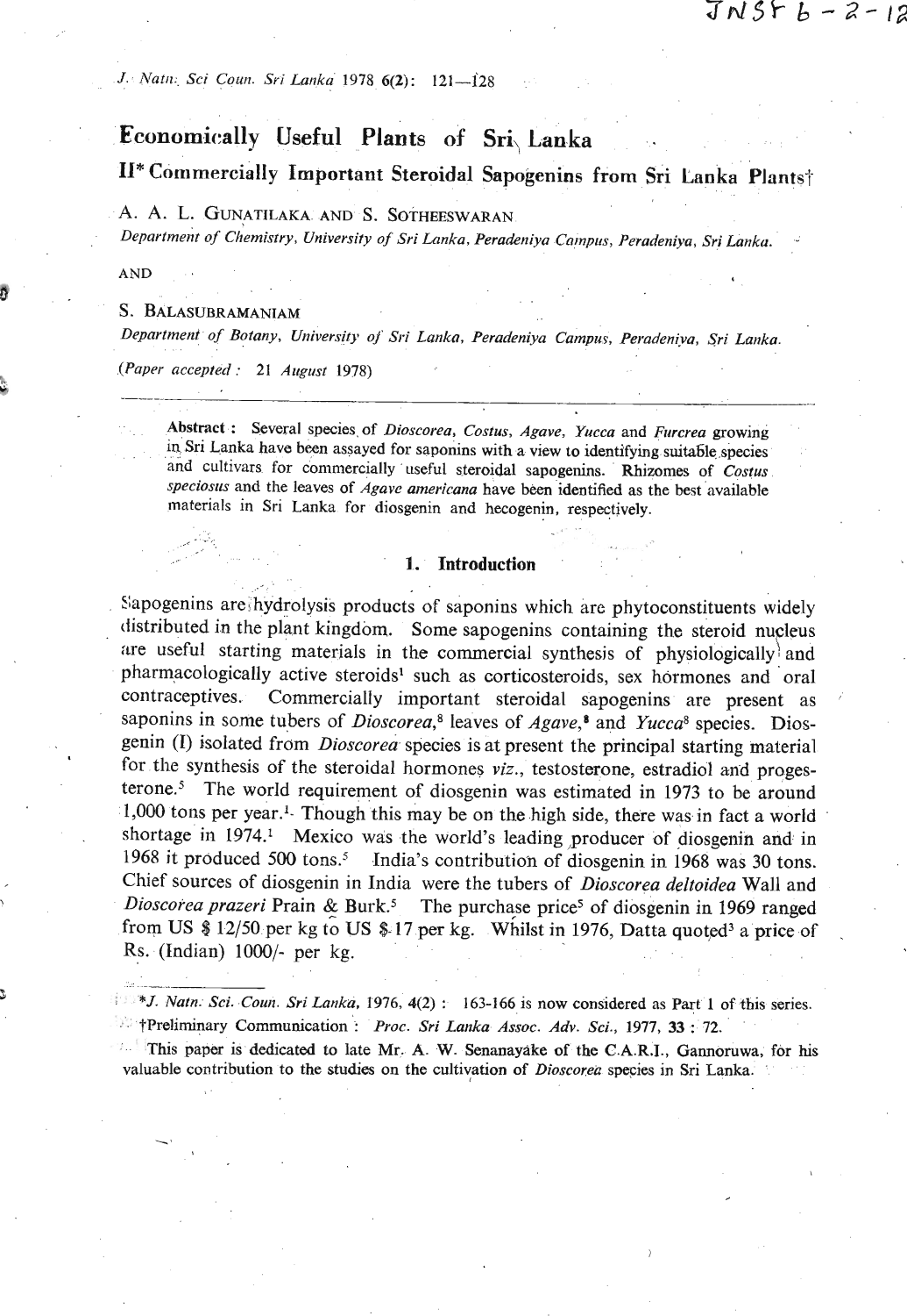# Economically Useful Plants of Sri Lanka

## II* Commercially Important Steroidal Sapogenins from Sri Lanka Plants†

A. A. L. GUNATILAKA AND S. SOTHEESWARAN

*Department of Chemistry, University of Sri Lanka, Peradeniya Campus, Peradeniya, Sri Lanka.*

AND

S. BALASUBRAMANIAM

*Department of Botany, University of Sri Lanka, Peradeniya Campus, Peradeniya, Sri Lanka.*

(*Paper accepted* : 21 *August* 1978)

**Abstract :** Several species of *Dioscorea, Costus, Agave, Yucca* and *Furcrea* growing in Sri Lanka have been assayed for saponins with a view to identifying suitable species and cultivars for commercially useful steroidal sapogenins. Rhizomes of *Costus speciosus* and the leaves of *Agave americana* have been identified as the best available materials in Sri Lanka for diosgenin and hecogenin, respectively.

## 1. Introduction

Sapogenins are hydrolysis products of saponins which are phytoconstituents widely distributed in the plant kingdom. Some sapogenins containing the steroid nucleus are useful starting materials in the commercial synthesis of physiologically and pharmacologically active steroids[1] such as corticosteroids, sex hormones and oral contraceptives. Commercially important steroidal sapogenins are present as saponins in some tubers of *Dioscorea*,[8] leaves of *Agave*,[8] and *Yucca*[8] species. Diosgenin (I) isolated from *Dioscorea* species is at present the principal starting material for the synthesis of the steroidal hormones *viz.*, testosterone, estradiol and progesterone.[5] The world requirement of diosgenin was estimated in 1973 to be around 1,000 tons per year.[1] Though this may be on the high side, there was in fact a world shortage in 1974.[1] Mexico was the world's leading producer of diosgenin and in 1968 it produced 500 tons.[5] India's contribution of diosgenin in 1968 was 30 tons. Chief sources of diosgenin in India were the tubers of *Dioscorea deltoidea* Wall and *Dioscorea prazeri* Prain & Burk.[5] The purchase price[5] of diosgenin in 1969 ranged from US $ 12/50 per kg to US $ 17 per kg. Whilst in 1976, Datta quoted[3] a price of Rs. (Indian) 1000/- per kg.

---

\* *J. Natn. Sci. Coun. Sri Lanka*, 1976, 4(2) : 163-166 is now considered as Part 1 of this series.

†Preliminary Communication : *Proc. Sri Lanka Assoc. Adv. Sci.*, 1977, **33** : 72.

This paper is dedicated to late Mr. A. W. Senanayake of the C.A.R.I., Gannoruwa, for his valuable contribution to the studies on the cultivation of *Dioscorea* species in Sri Lanka.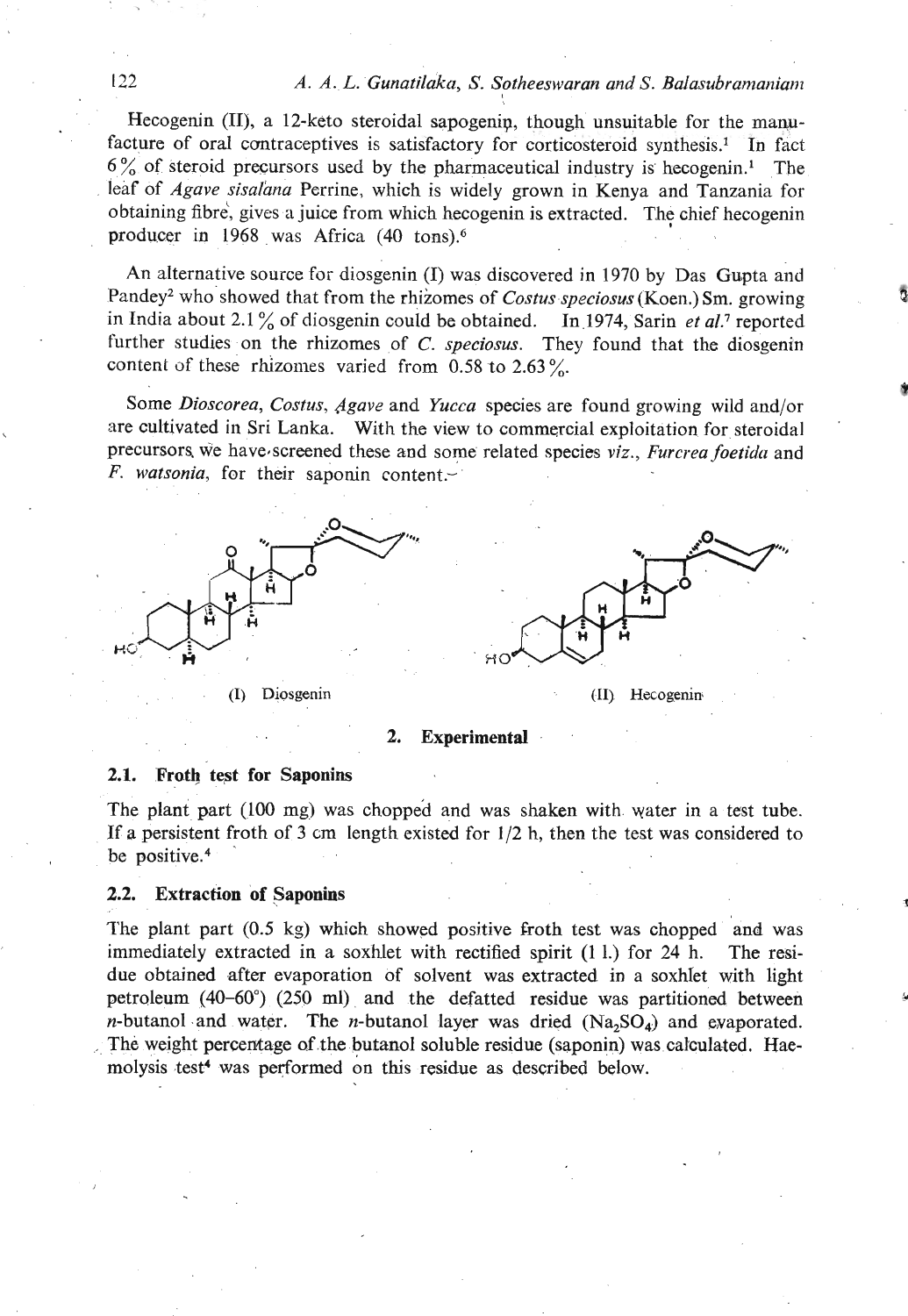Hecogenin (II), a 12-keto steroidal sapogenin, though unsuitable for the manufacture of oral contraceptives is satisfactory for corticosteroid synthesis.[1] In fact 6% of steroid precursors used by the pharmaceutical industry is hecogenin.[1] The leaf of *Agave sisalana* Perrine, which is widely grown in Kenya and Tanzania for obtaining fibre, gives a juice from which hecogenin is extracted. The chief hecogenin producer in 1968 was Africa (40 tons).[6]

An alternative source for diosgenin (I) was discovered in 1970 by Das Gupta and Pandey[2] who showed that from the rhizomes of *Costus speciosus* (Koen.) Sm. growing in India about 2.1% of diosgenin could be obtained. In 1974, Sarin *et al.*[7] reported further studies on the rhizomes of *C. speciosus*. They found that the diosgenin content of these rhizomes varied from 0.58 to 2.63%.

Some *Dioscorea*, *Costus*, *Agave* and *Yucca* species are found growing wild and/or are cultivated in Sri Lanka. With the view to commercial exploitation for steroidal precursors, we have screened these and some related species *viz.*, *Furcrea foetida* and *F. watsonia*, for their saponin content.

(I) Diosgenin

(II) Hecogenin

## 2. Experimental

### 2.1. Froth test for Saponins

The plant part (100 mg) was chopped and was shaken with water in a test tube. If a persistent froth of 3 cm length existed for 1/2 h, then the test was considered to be positive.[4]

### 2.2. Extraction of Saponins

The plant part (0.5 kg) which showed positive froth test was chopped and was immediately extracted in a soxhlet with rectified spirit (1 l.) for 24 h. The residue obtained after evaporation of solvent was extracted in a soxhlet with light petroleum (40–60°) (250 ml) and the defatted residue was partitioned between *n*-butanol and water. The *n*-butanol layer was dried ($Na_2SO_4$) and evaporated. The weight percentage of the butanol soluble residue (saponin) was calculated. Haemolysis test[4] was performed on this residue as described below.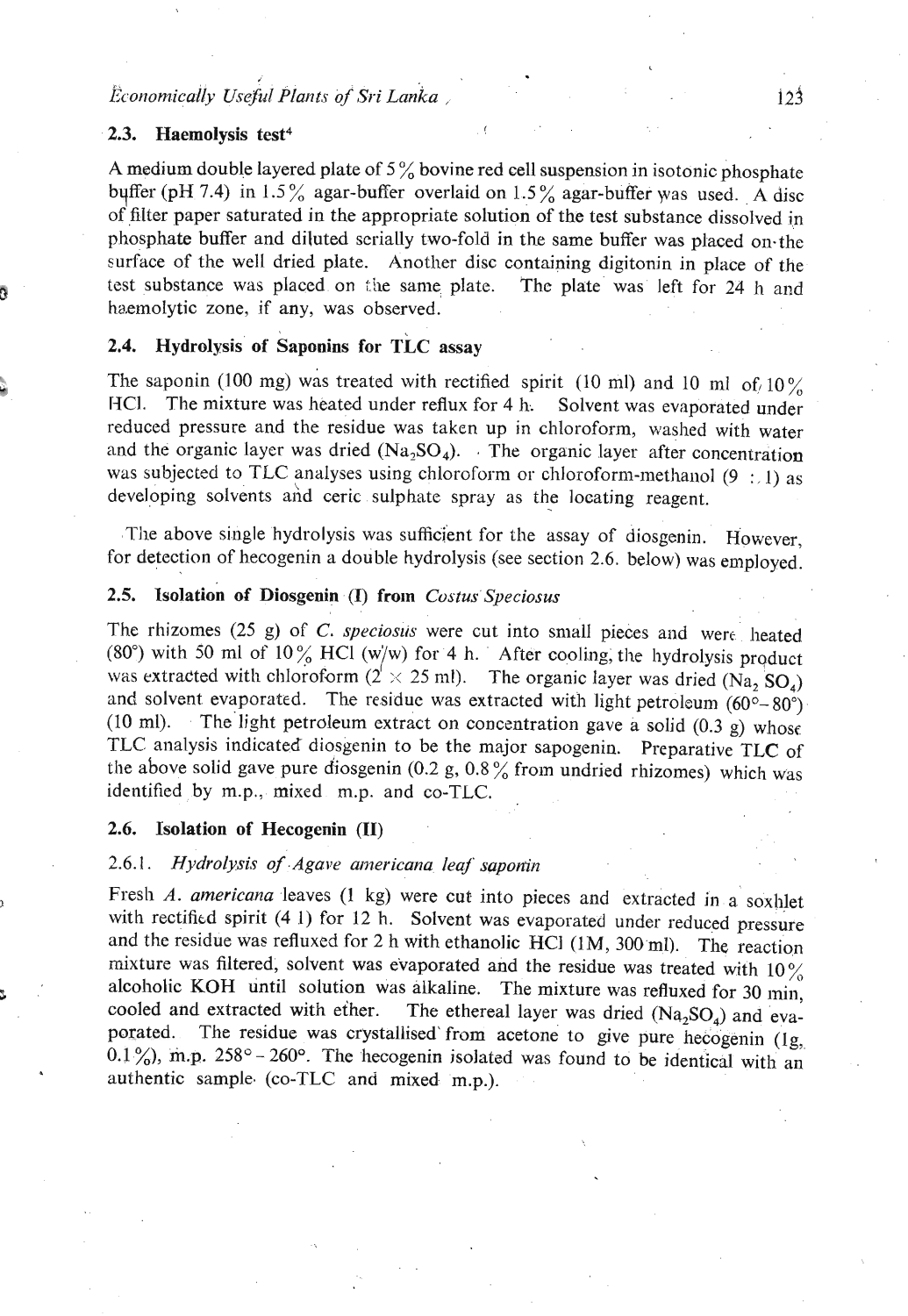### 2.3. Haemolysis test[4]

A medium double layered plate of 5% bovine red cell suspension in isotonic phosphate buffer (pH 7.4) in 1.5% agar-buffer overlaid on 1.5% agar-buffer was used. A disc of filter paper saturated in the appropriate solution of the test substance dissolved in phosphate buffer and diluted serially two-fold in the same buffer was placed on the surface of the well dried plate. Another disc containing digitonin in place of the test substance was placed on the same plate. The plate was left for 24 h and haemolytic zone, if any, was observed.

### 2.4. Hydrolysis of Saponins for TLC assay

The saponin (100 mg) was treated with rectified spirit (10 ml) and 10 ml of 10% HCl. The mixture was heated under reflux for 4 h. Solvent was evaporated under reduced pressure and the residue was taken up in chloroform, washed with water and the organic layer was dried ($Na_2SO_4$). The organic layer after concentration was subjected to TLC analyses using chloroform or chloroform-methanol (9 : 1) as developing solvents and ceric sulphate spray as the locating reagent.

The above single hydrolysis was sufficient for the assay of diosgenin. However, for detection of hecogenin a double hydrolysis (see section 2.6. below) was employed.

### 2.5. Isolation of Diosgenin (I) from *Costus Speciosus*

The rhizomes (25 g) of *C. speciosus* were cut into small pieces and were heated (80°) with 50 ml of 10% HCl (w/w) for 4 h. After cooling, the hydrolysis product was extracted with chloroform (2 × 25 ml). The organic layer was dried ($Na_2SO_4$) and solvent evaporated. The residue was extracted with light petroleum (60°–80°) (10 ml). The light petroleum extract on concentration gave a solid (0.3 g) whose TLC analysis indicated diosgenin to be the major sapogenin. Preparative TLC of the above solid gave pure diosgenin (0.2 g, 0.8% from undried rhizomes) which was identified by m.p., mixed m.p. and co-TLC.

### 2.6. Isolation of Hecogenin (II)

#### 2.6.1. *Hydrolysis of Agave americana leaf saponin*

Fresh *A. americana* leaves (1 kg) were cut into pieces and extracted in a soxhlet with rectified spirit (4 l) for 12 h. Solvent was evaporated under reduced pressure and the residue was refluxed for 2 h with ethanolic HCl (1M, 300 ml). The reaction mixture was filtered, solvent was evaporated and the residue was treated with 10% alcoholic KOH until solution was alkaline. The mixture was refluxed for 30 min, cooled and extracted with ether. The ethereal layer was dried ($Na_2SO_4$) and evaporated. The residue was crystallised from acetone to give pure hecogenin (1g, 0.1%), m.p. 258°–260°. The hecogenin isolated was found to be identical with an authentic sample (co-TLC and mixed m.p.).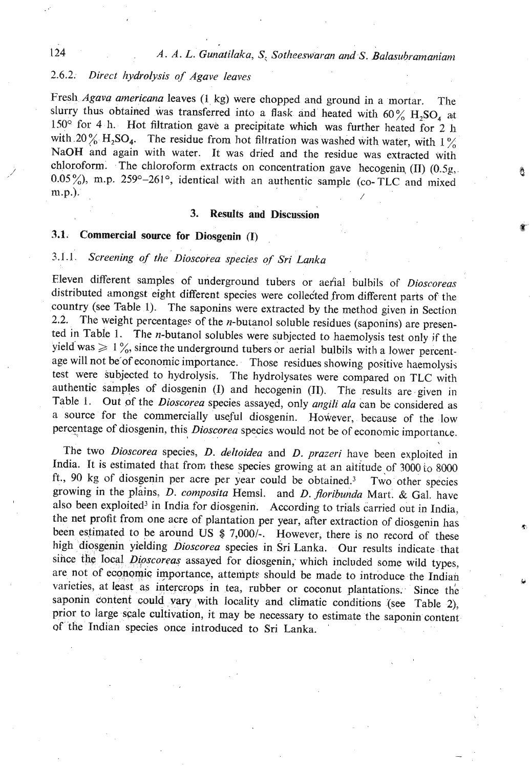#### 2.6.2. *Direct hydrolysis of Agave leaves*

Fresh *Agava americana* leaves (1 kg) were chopped and ground in a mortar. The slurry thus obtained was transferred into a flask and heated with 60% $H_2SO_4$ at 150° for 4 h. Hot filtration gave a precipitate which was further heated for 2 h with 20% $H_2SO_4$. The residue from hot filtration was washed with water, with 1% NaOH and again with water. It was dried and the residue was extracted with chloroform. The chloroform extracts on concentration gave hecogenin (II) (0.5g, 0.05%), m.p. 259°–261°, identical with an authentic sample (co-TLC and mixed m.p.).

## 3. Results and Discussion

### 3.1. Commercial source for Diosgenin (I)

#### 3.1.1. *Screening of the Dioscorea species of Sri Lanka*

Eleven different samples of underground tubers or aerial bulbils of *Dioscoreas* distributed amongst eight different species were collected from different parts of the country (see Table 1). The saponins were extracted by the method given in Section 2.2. The weight percentages of the *n*-butanol soluble residues (saponins) are presented in Table 1. The *n*-butanol solubles were subjected to haemolysis test only if the yield was $\geqslant 1\%$, since the underground tubers or aerial bulbils with a lower percentage will not be of economic importance. Those residues showing positive haemolysis test were subjected to hydrolysis. The hydrolysates were compared on TLC with authentic samples of diosgenin (I) and hecogenin (II). The results are given in Table 1. Out of the *Dioscorea* species assayed, only *angili ala* can be considered as a source for the commercially useful diosgenin. However, because of the low percentage of diosgenin, this *Dioscorea* species would not be of economic importance.

The two *Dioscorea* species, *D. deltoidea* and *D. prazeri* have been exploited in India. It is estimated that from these species growing at an altitude of 3000 to 8000 ft., 90 kg of diosgenin per acre per year could be obtained.[3] Two other species growing in the plains, *D. composita* Hemsl. and *D. floribunda* Mart. & Gal. have also been exploited[3] in India for diosgenin. According to trials carried out in India, the net profit from one acre of plantation per year, after extraction of diosgenin has been estimated to be around US $ 7,000/-. However, there is no record of these high diosgenin yielding *Dioscorea* species in Sri Lanka. Our results indicate that since the local *Dioscoreas* assayed for diosgenin, which included some wild types, are not of economic importance, attempts should be made to introduce the Indian varieties, at least as intercrops in tea, rubber or coconut plantations. Since the saponin content could vary with locality and climatic conditions (see Table 2), prior to large scale cultivation, it may be necessary to estimate the saponin content of the Indian species once introduced to Sri Lanka.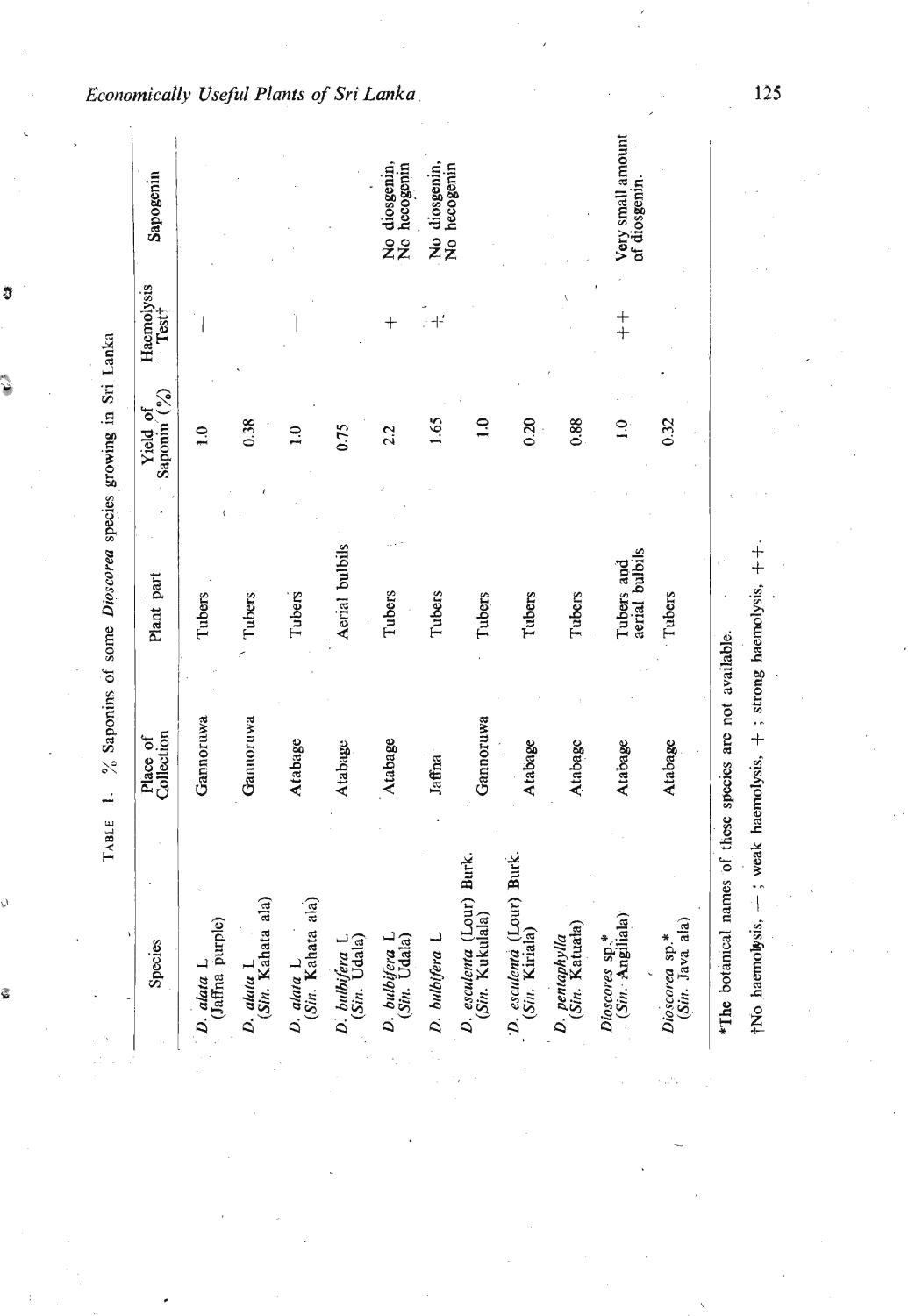TABLE 1. % Saponins of some *Dioscorea* species growing in Sri Lanka

| Species | Place of Collection | Plant part | Yield of Saponin (%) | Haemolysis Test† | Sapogenin |
|---|---|---|---|---|---|
| *D. alata* L (Jaffna purple) | Gannoruwa | Tubers | 1.0 | — | |
| *D. alata* L (*Sin.* Kahata ala) | Gannoruwa | Tubers | 0.38 | | |
| *D. alata* L (*Sin.* Kahata ala) | Atabage | Tubers | 1.0 | — | |
| *D. bulbifera* L (*Sin.* Udala) | Atabage | Aerial bulbils | 0.75 | | |
| *D. bulbifera* L (*Sin.* Udala) | Atabage | Tubers | 2.2 | + | No diosgenin. No hecogenin |
| *D. bulbifera* L | Jaffna | Tubers | 1.65 | + | No diosgenin. No hecogenin |
| *D. esculenta* (Lour) Burk. (*Sin.* Kukulala) | Gannoruwa | Tubers | 1.0 | | |
| *D. esculenta* (Lour) Burk. (*Sin.* Kiriala) | Atabage | Tubers | 0.20 | | |
| *D. pentaphylla* (*Sin.* Katuala) | Atabage | Tubers | 0.88 | | |
| *Dioscores* sp.* (*Sin.* Angiliala) | Atabage | Tubers and aerial bulbils | 1.0 | ++ | Very small amount of diosgenin. |
| *Dioscorea* sp.* (*Sin.* Java ala) | Atabage | Tubers | 0.32 | | |

*The botanical names of these species are not available.

†No haemolysis, —; weak haemolysis, +; strong haemolysis, ++.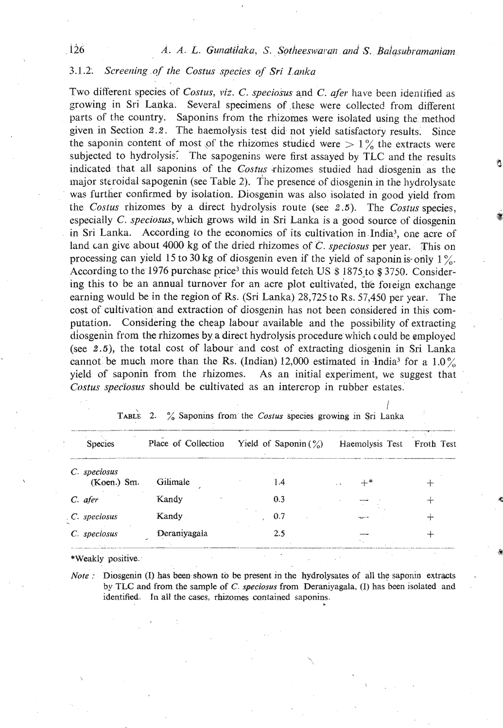### 3.1.2. *Screening of the Costus species of Sri Lanka*

Two different species of *Costus*, *viz*. *C. speciosus* and *C. afer* have been identified as growing in Sri Lanka. Several specimens of these were collected from different parts of the country. Saponins from the rhizomes were isolated using the method given in Section 2.2. The haemolysis test did not yield satisfactory results. Since the saponin content of most of the rhizomes studied were $> 1\%$ the extracts were subjected to hydrolysis. The sapogenins were first assayed by TLC and the results indicated that all saponins of the *Costus* rhizomes studied had diosgenin as the major steroidal sapogenin (see Table 2). The presence of diosgenin in the hydrolysate was further confirmed by isolation. Diosgenin was also isolated in good yield from the *Costus* rhizomes by a direct hydrolysis route (see 2.5). The *Costus* species, especially *C. speciosus*, which grows wild in Sri Lanka is a good source of diosgenin in Sri Lanka. According to the economics of its cultivation in India[3], one acre of land can give about 4000 kg of the dried rhizomes of *C. speciosus* per year. This on processing can yield 15 to 30 kg of diosgenin even if the yield of saponin is only 1%. According to the 1976 purchase price[3] this would fetch US $ 1875 to $ 3750. Considering this to be an annual turnover for an acre plot cultivated, the foreign exchange earning would be in the region of Rs. (Sri Lanka) 28,725 to Rs. 57,450 per year. The cost of cultivation and extraction of diosgenin has not been considered in this computation. Considering the cheap labour available and the possibility of extracting diosgenin from the rhizomes by a direct hydrolysis procedure which could be employed (see 2.5), the total cost of labour and cost of extracting diosgenin in Sri Lanka cannot be much more than the Rs. (Indian) 12,000 estimated in India[3] for a 1.0% yield of saponin from the rhizomes. As an initial experiment, we suggest that *Costus speciosus* should be cultivated as an intercrop in rubber estates.

TABLE 2. % Saponins from the *Costus* species growing in Sri Lanka

| Species | Place of Collection | Yield of Saponin (%) | Haemolysis Test | Froth Test |
|---|---|---|---|---|
| *C. speciosus* (Koen.) Sm. | Gilimale | 1.4 | +* | + |
| *C. afer* | Kandy | 0.3 | — | + |
| *C. speciosus* | Kandy | 0.7 | — | + |
| *C. speciosus* | Deraniyagala | 2.5 | — | + |

*Weakly positive.

*Note*: Diosgenin (I) has been shown to be present in the hydrolysates of all the saponin extracts by TLC and from the sample of *C. speciosus* from Deraniyagala, (I) has been isolated and identified. In all the cases, rhizomes contained saponins.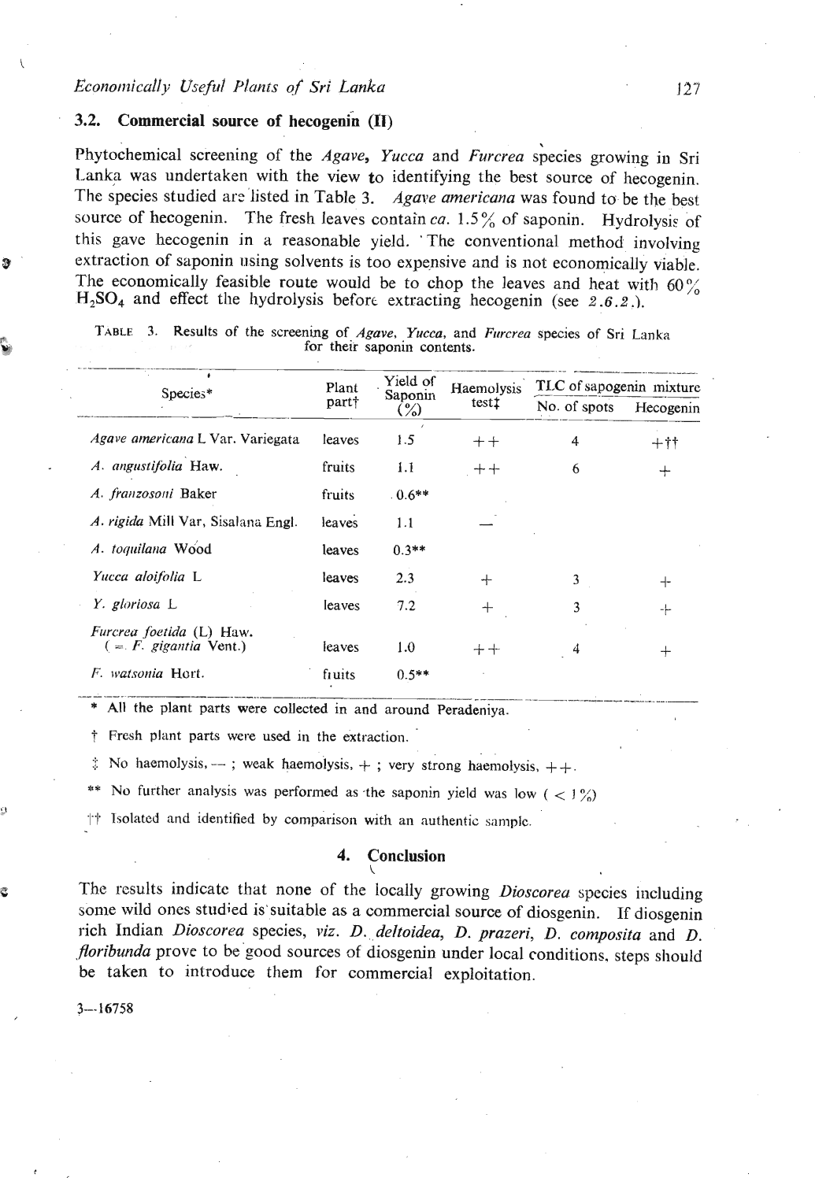## 3.2. Commercial source of hecogenin (II)

Phytochemical screening of the *Agave*, *Yucca* and *Furcrea* species growing in Sri Lanka was undertaken with the view to identifying the best source of hecogenin. The species studied are listed in Table 3. *Agave americana* was found to be the best source of hecogenin. The fresh leaves contain *ca.* 1.5% of saponin. Hydrolysis of this gave hecogenin in a reasonable yield. The conventional method involving extraction of saponin using solvents is too expensive and is not economically viable. The economically feasible route would be to chop the leaves and heat with 60% $H_2SO_4$ and effect the hydrolysis before extracting hecogenin (see *2.6.2.*).

TABLE 3. Results of the screening of *Agave*, *Yucca*, and *Furcrea* species of Sri Lanka for their saponin contents.

| Species* | Plant part† | Yield of Saponin (%) | Haemolysis test‡ | TLC of sapogenin mixture | |
|---|---|---|---|---|---|
| | | | | No. of spots | Hecogenin |
| *Agave americana* L Var. Variegata | leaves | 1.5 | ++ | 4 | +†† |
| *A. angustifolia* Haw. | fruits | 1.1 | ++ | 6 | + |
| *A. franzosoni* Baker | fruits | 0.6** | | | |
| *A. rigida* Mill Var, Sisalana Engl. | leaves | 1.1 | — | | |
| *A. toquilana* Wood | leaves | 0.3** | | | |
| *Yucca aloifolia* L | leaves | 2.3 | + | 3 | + |
| *Y. gloriosa* L | leaves | 7.2 | + | 3 | + |
| *Furcrea foetida* (L) Haw. (= *F. gigantia* Vent.) | leaves | 1.0 | ++ | 4 | + |
| *F. watsonia* Hort. | fruits | 0.5** | | | |

\* All the plant parts were collected in and around Peradeniya.

† Fresh plant parts were used in the extraction.

‡ No haemolysis, — ; weak haemolysis, + ; very strong haemolysis, ++.

** No further analysis was performed as the saponin yield was low ( < 1%)

†† Isolated and identified by comparison with an authentic sample.

## 4. Conclusion

The results indicate that none of the locally growing *Dioscorea* species including some wild ones studied is suitable as a commercial source of diosgenin. If diosgenin rich Indian *Dioscorea* species, *viz. D. deltoidea, D. prazeri, D. composita* and *D. floribunda* prove to be good sources of diosgenin under local conditions, steps should be taken to introduce them for commercial exploitation.

3—16758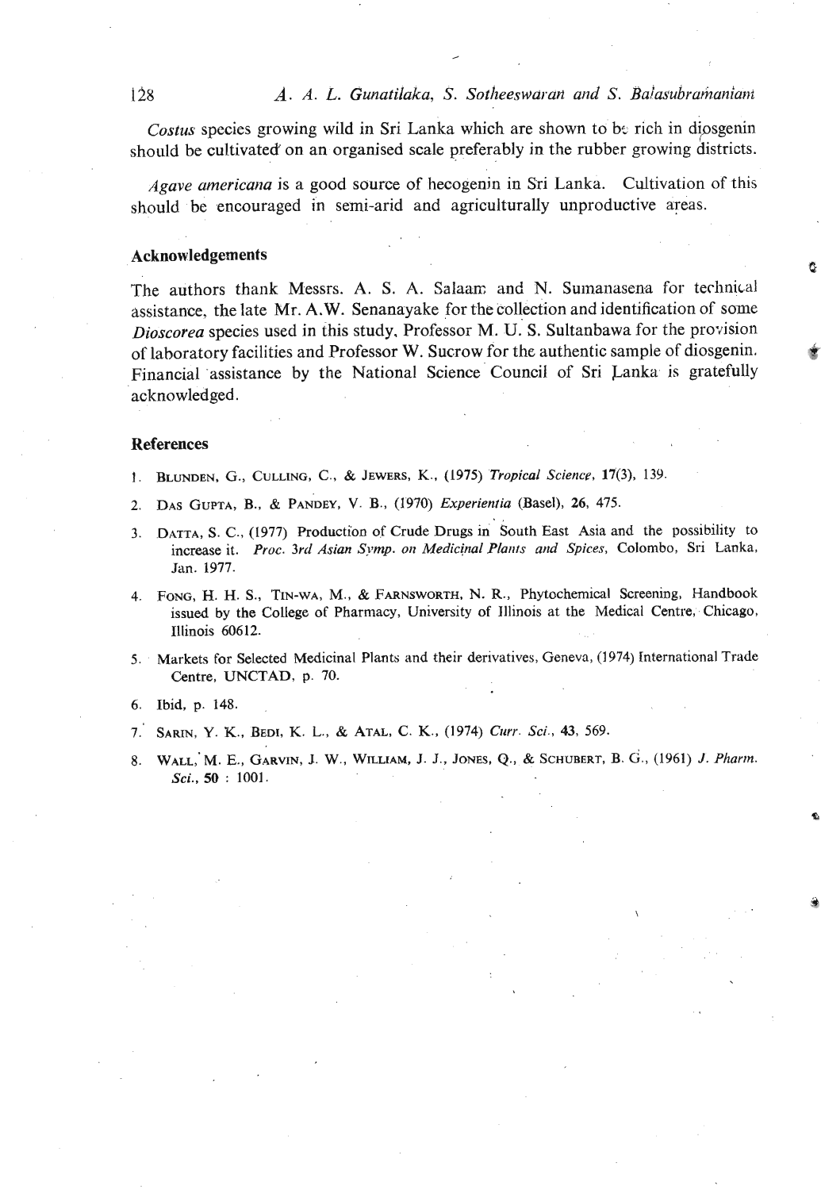*Costus* species growing wild in Sri Lanka which are shown to be rich in diosgenin should be cultivated on an organised scale preferably in the rubber growing districts.

*Agave americana* is a good source of hecogenin in Sri Lanka. Cultivation of this should be encouraged in semi-arid and agriculturally unproductive areas.

## Acknowledgements

The authors thank Messrs. A. S. A. Salaam and N. Sumanasena for technical assistance, the late Mr. A.W. Senanayake for the collection and identification of some *Dioscorea* species used in this study, Professor M. U. S. Sultanbawa for the provision of laboratory facilities and Professor W. Sucrow for the authentic sample of diosgenin. Financial assistance by the National Science Council of Sri Lanka is gratefully acknowledged.

## References

1. Blunden, G., Culling, C., & Jewers, K., (1975) *Tropical Science*, **17**(3), 139.
2. Das Gupta, B., & Pandey, V. B., (1970) *Experientia* (Basel), **26**, 475.
3. Datta, S. C., (1977) Production of Crude Drugs in South East Asia and the possibility to increase it. *Proc. 3rd Asian Symp. on Medicinal Plants and Spices*, Colombo, Sri Lanka, Jan. 1977.
4. Fong, H. H. S., Tin-wa, M., & Farnsworth, N. R., Phytochemical Screening, Handbook issued by the College of Pharmacy, University of Illinois at the Medical Centre, Chicago, Illinois 60612.
5. Markets for Selected Medicinal Plants and their derivatives, Geneva, (1974) International Trade Centre, UNCTAD, p. 70.
6. Ibid, p. 148.
7. Sarin, Y. K., Bedi, K. L., & Atal, C. K., (1974) *Curr. Sci.*, **43**, 569.
8. Wall, M. E., Garvin, J. W., William, J. J., Jones, Q., & Schubert, B. G., (1961) *J. Pharm. Sci.*, **50** : 1001.